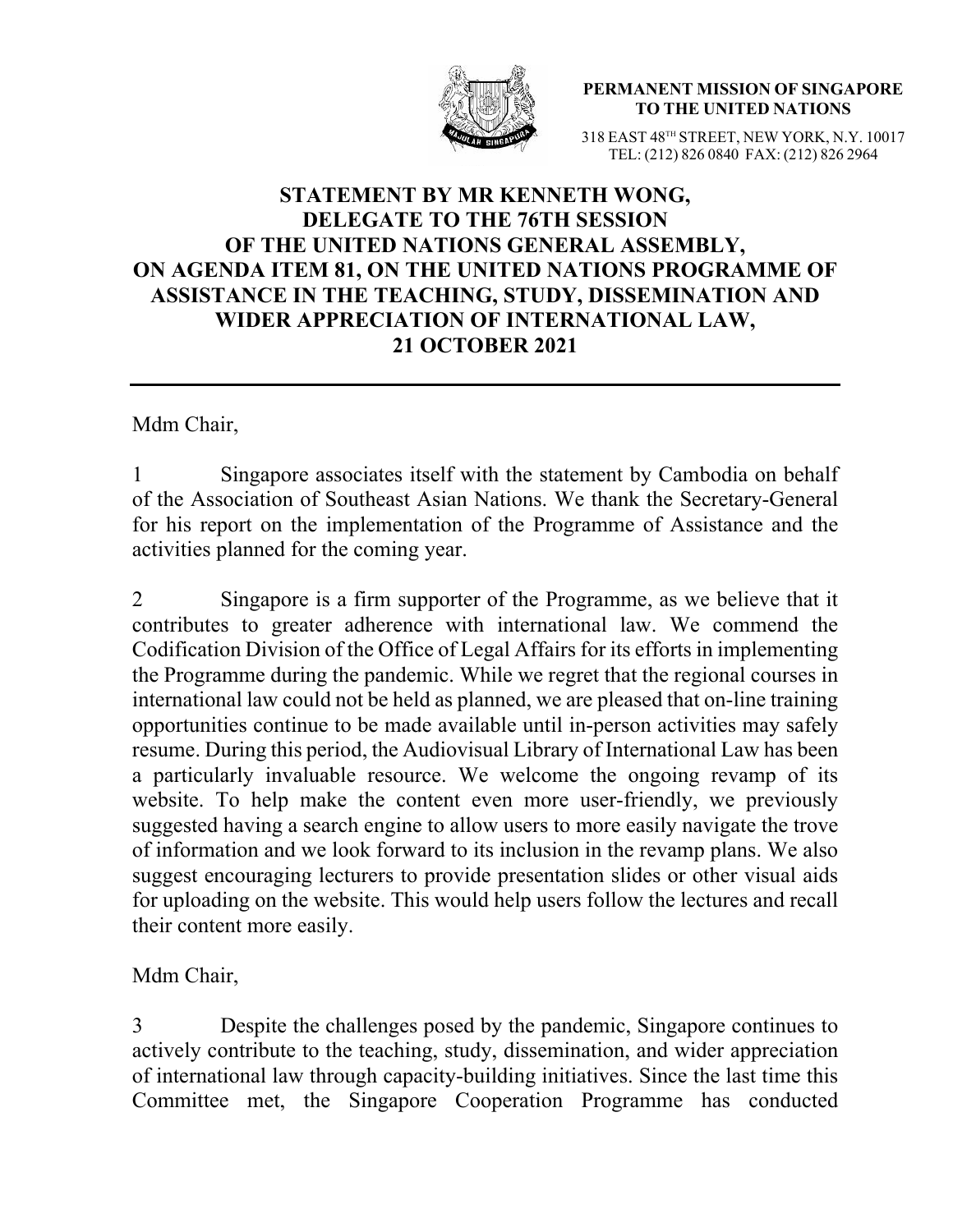**PERMANENT MISSION OF SINGAPORE TO THE UNITED NATIONS**

318 EAST 48TH STREET, NEW YORK, N.Y. 10017
TEL: (212) 826 0840 FAX: (212) 826 2964

# STATEMENT BY MR KENNETH WONG, DELEGATE TO THE 76TH SESSION OF THE UNITED NATIONS GENERAL ASSEMBLY, ON AGENDA ITEM 81, ON THE UNITED NATIONS PROGRAMME OF ASSISTANCE IN THE TEACHING, STUDY, DISSEMINATION AND WIDER APPRECIATION OF INTERNATIONAL LAW, 21 OCTOBER 2021

---

Mdm Chair,

1 Singapore associates itself with the statement by Cambodia on behalf of the Association of Southeast Asian Nations. We thank the Secretary-General for his report on the implementation of the Programme of Assistance and the activities planned for the coming year.

2 Singapore is a firm supporter of the Programme, as we believe that it contributes to greater adherence with international law. We commend the Codification Division of the Office of Legal Affairs for its efforts in implementing the Programme during the pandemic. While we regret that the regional courses in international law could not be held as planned, we are pleased that on-line training opportunities continue to be made available until in-person activities may safely resume. During this period, the Audiovisual Library of International Law has been a particularly invaluable resource. We welcome the ongoing revamp of its website. To help make the content even more user-friendly, we previously suggested having a search engine to allow users to more easily navigate the trove of information and we look forward to its inclusion in the revamp plans. We also suggest encouraging lecturers to provide presentation slides or other visual aids for uploading on the website. This would help users follow the lectures and recall their content more easily.

Mdm Chair,

3 Despite the challenges posed by the pandemic, Singapore continues to actively contribute to the teaching, study, dissemination, and wider appreciation of international law through capacity-building initiatives. Since the last time this Committee met, the Singapore Cooperation Programme has conducted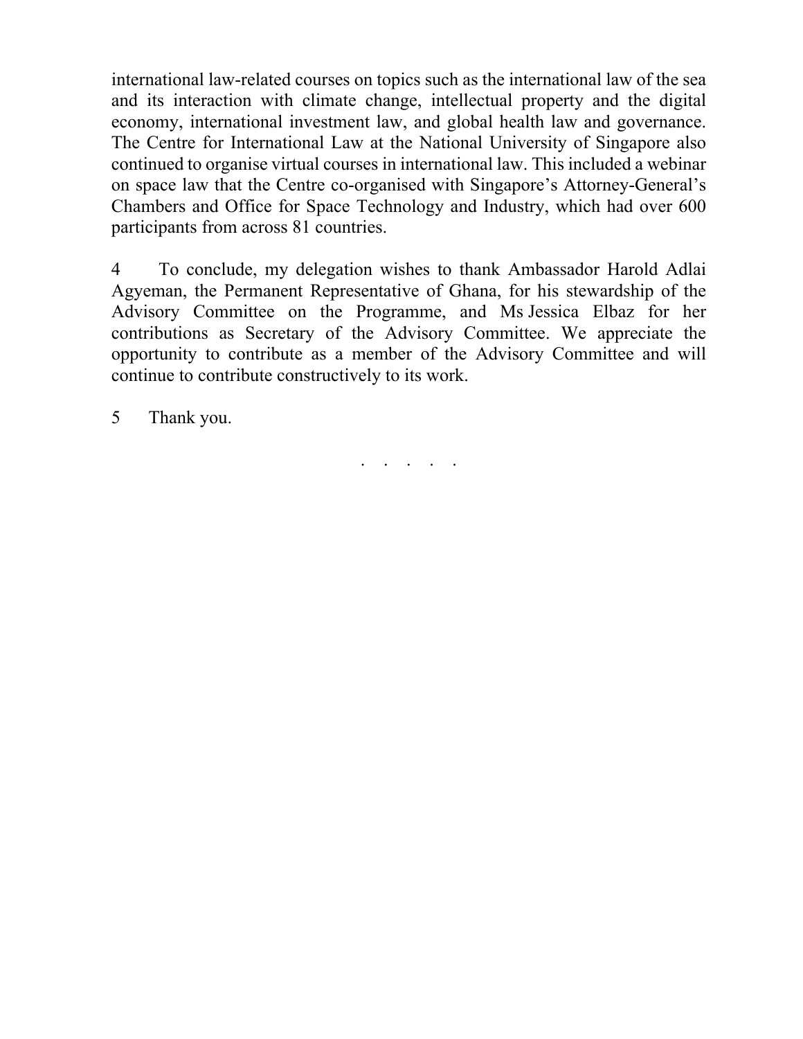international law-related courses on topics such as the international law of the sea and its interaction with climate change, intellectual property and the digital economy, international investment law, and global health law and governance. The Centre for International Law at the National University of Singapore also continued to organise virtual courses in international law. This included a webinar on space law that the Centre co-organised with Singapore's Attorney-General's Chambers and Office for Space Technology and Industry, which had over 600 participants from across 81 countries.

4 To conclude, my delegation wishes to thank Ambassador Harold Adlai Agyeman, the Permanent Representative of Ghana, for his stewardship of the Advisory Committee on the Programme, and Ms Jessica Elbaz for her contributions as Secretary of the Advisory Committee. We appreciate the opportunity to contribute as a member of the Advisory Committee and will continue to contribute constructively to its work.

5 Thank you.

. . . . .